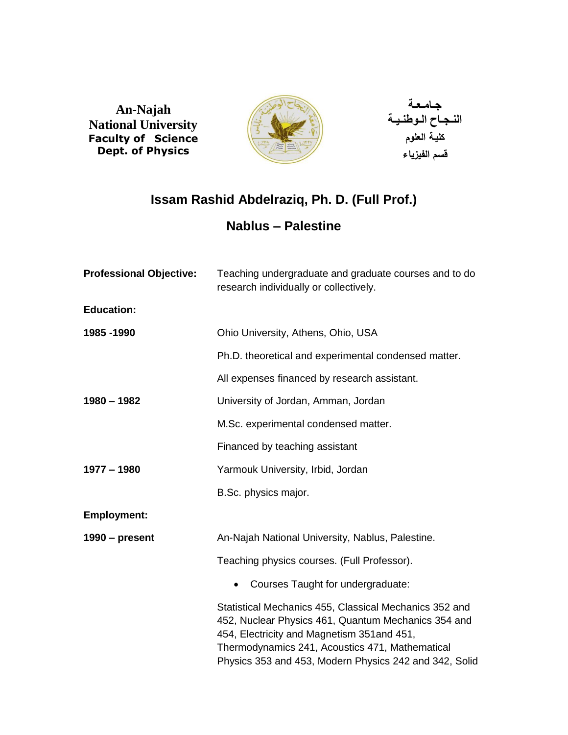**An-Najah National University**
**Faculty of Science**
**Dept. of Physics**

**جامعة**
**النجاح الوطنية**
**كلية العلوم**
**قسم الفيزياء**

## Issam Rashid Abdelraziq, Ph. D. (Full Prof.)

## Nablus – Palestine

**Professional Objective:** Teaching undergraduate and graduate courses and to do research individually or collectively.

**Education:**

**1985 -1990**

Ohio University, Athens, Ohio, USA

Ph.D. theoretical and experimental condensed matter.

All expenses financed by research assistant.

**1980 – 1982**

University of Jordan, Amman, Jordan

M.Sc. experimental condensed matter.

Financed by teaching assistant

**1977 – 1980**

Yarmouk University, Irbid, Jordan

B.Sc. physics major.

**Employment:**

**1990 – present**

An-Najah National University, Nablus, Palestine.

Teaching physics courses. (Full Professor).

- Courses Taught for undergraduate:

Statistical Mechanics 455, Classical Mechanics 352 and 452, Nuclear Physics 461, Quantum Mechanics 354 and 454, Electricity and Magnetism 351and 451, Thermodynamics 241, Acoustics 471, Mathematical Physics 353 and 453, Modern Physics 242 and 342, Solid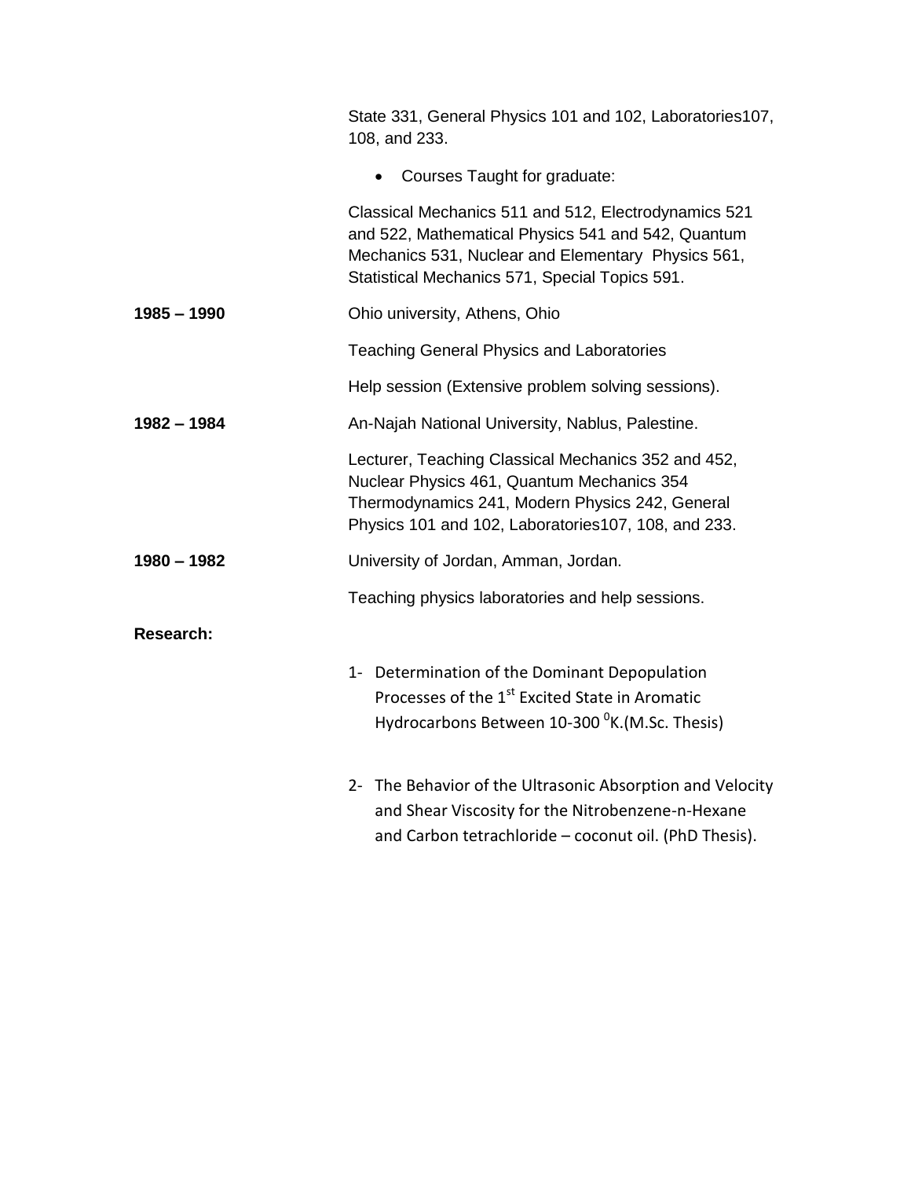State 331, General Physics 101 and 102, Laboratories107, 108, and 233.

- Courses Taught for graduate:

Classical Mechanics 511 and 512, Electrodynamics 521 and 522, Mathematical Physics 541 and 542, Quantum Mechanics 531, Nuclear and Elementary Physics 561, Statistical Mechanics 571, Special Topics 591.

**1985 – 1990** Ohio university, Athens, Ohio

Teaching General Physics and Laboratories

Help session (Extensive problem solving sessions).

**1982 – 1984** An-Najah National University, Nablus, Palestine.

Lecturer, Teaching Classical Mechanics 352 and 452, Nuclear Physics 461, Quantum Mechanics 354 Thermodynamics 241, Modern Physics 242, General Physics 101 and 102, Laboratories107, 108, and 233.

**1980 – 1982** University of Jordan, Amman, Jordan.

Teaching physics laboratories and help sessions.

**Research:**

1- Determination of the Dominant Depopulation Processes of the 1$^{st}$ Excited State in Aromatic Hydrocarbons Between 10-300 $^{0}$K.(M.Sc. Thesis)

2- The Behavior of the Ultrasonic Absorption and Velocity and Shear Viscosity for the Nitrobenzene-n-Hexane and Carbon tetrachloride – coconut oil. (PhD Thesis).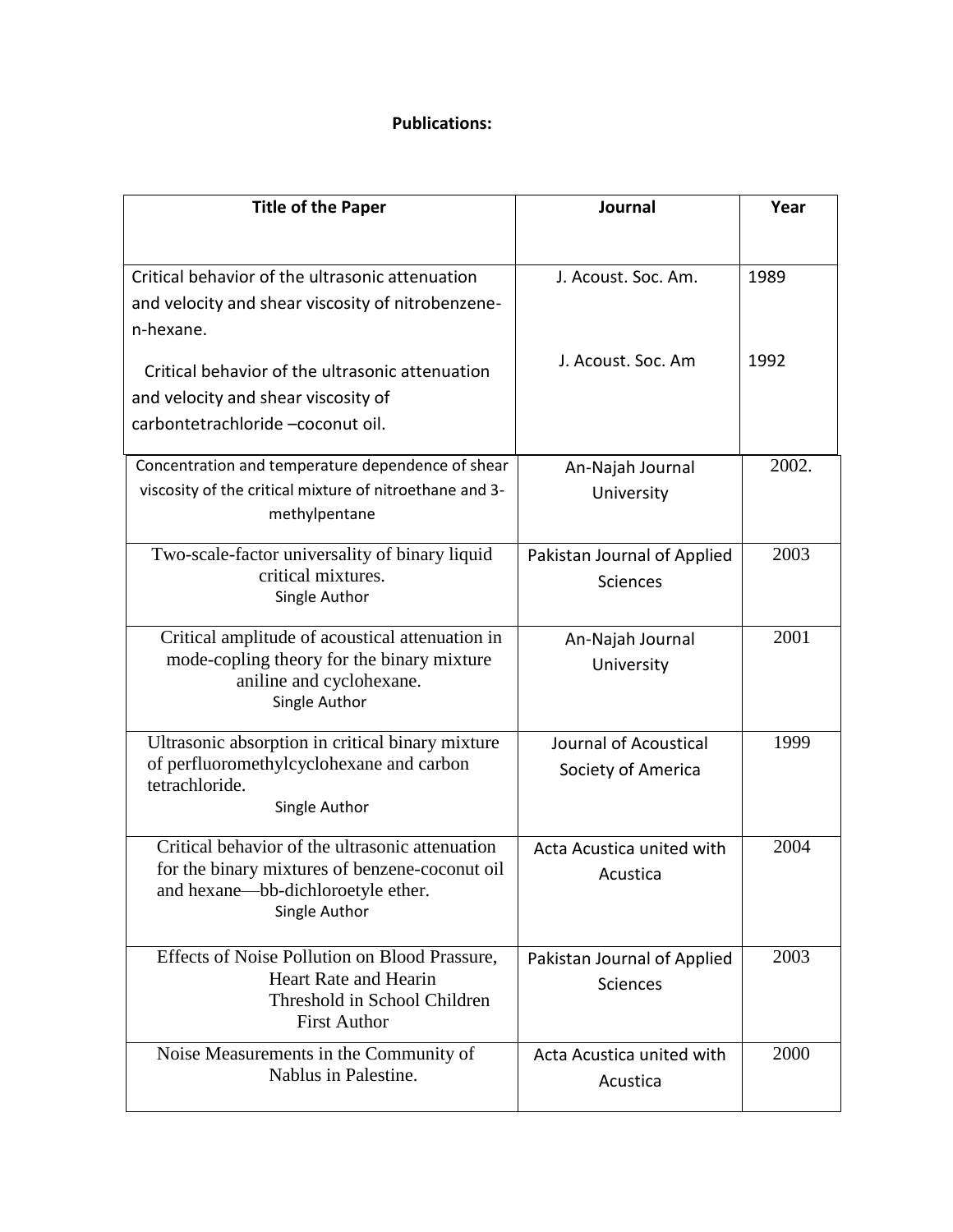**Publications:**

| Title of the Paper | Journal | Year |
|---|---|---|
| Critical behavior of the ultrasonic attenuation and velocity and shear viscosity of nitrobenzene-n-hexane. | J. Acoust. Soc. Am. | 1989 |
| Critical behavior of the ultrasonic attenuation and velocity and shear viscosity of carbontetrachloride –coconut oil. | J. Acoust. Soc. Am | 1992 |
| Concentration and temperature dependence of shear viscosity of the critical mixture of nitroethane and 3-methylpentane | An-Najah Journal University | 2002. |
| Two-scale-factor universality of binary liquid critical mixtures. Single Author | Pakistan Journal of Applied Sciences | 2003 |
| Critical amplitude of acoustical attenuation in mode-copling theory for the binary mixture aniline and cyclohexane. Single Author | An-Najah Journal University | 2001 |
| Ultrasonic absorption in critical binary mixture of perfluoromethylcyclohexane and carbon tetrachloride. Single Author | Journal of Acoustical Society of America | 1999 |
| Critical behavior of the ultrasonic attenuation for the binary mixtures of benzene-coconut oil and hexane—bb-dichloroetyle ether. Single Author | Acta Acustica united with Acustica | 2004 |
| Effects of Noise Pollution on Blood Prassure, Heart Rate and Hearin Threshold in School Children First Author | Pakistan Journal of Applied Sciences | 2003 |
| Noise Measurements in the Community of Nablus in Palestine. | Acta Acustica united with Acustica | 2000 |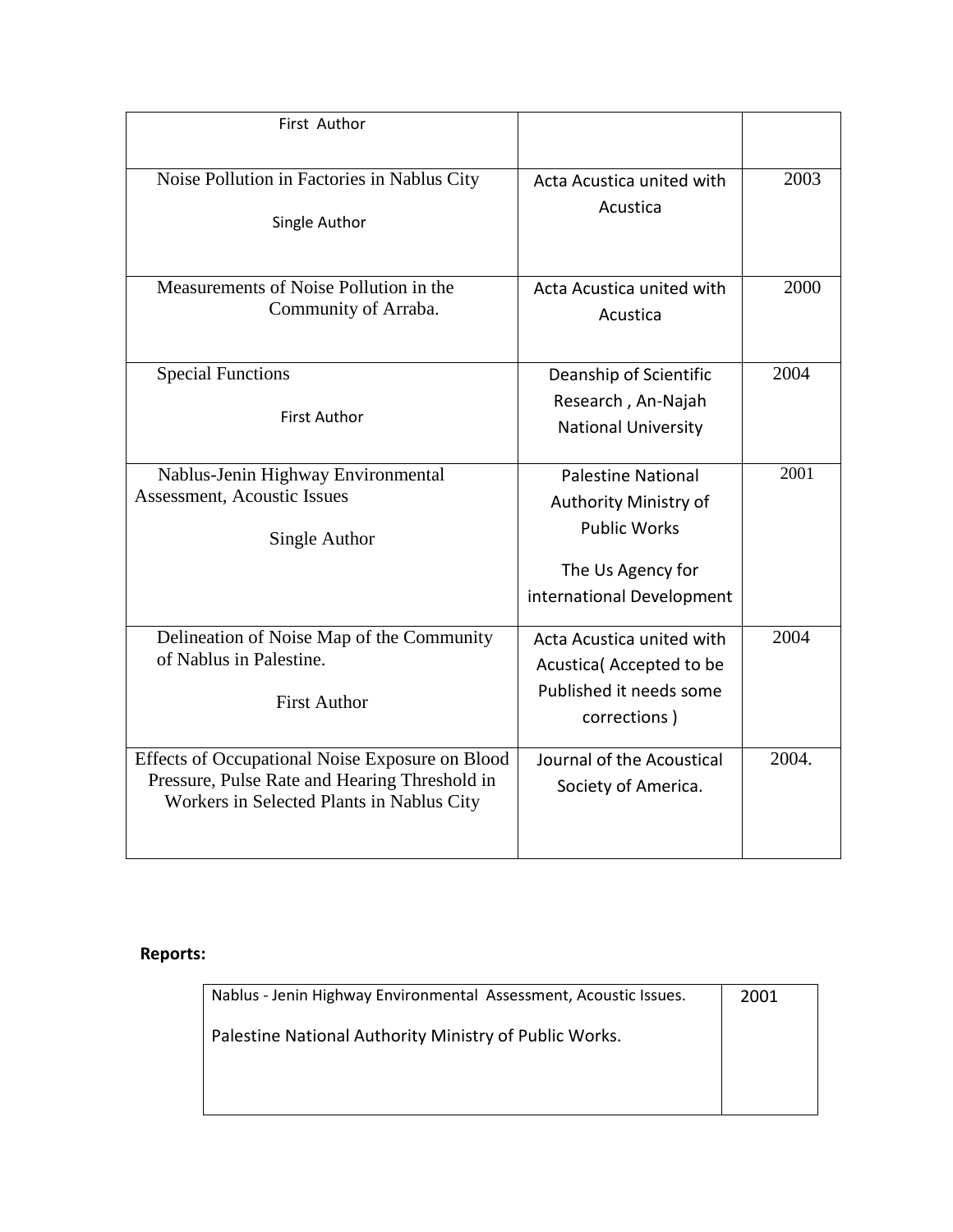| | | |
|---|---|---|
| First Author | | |
| Noise Pollution in Factories in Nablus City<br><br>Single Author | Acta Acustica united with Acustica | 2003 |
| Measurements of Noise Pollution in the Community of Arraba. | Acta Acustica united with Acustica | 2000 |
| Special Functions<br><br>First Author | Deanship of Scientific Research , An-Najah National University | 2004 |
| Nablus-Jenin Highway Environmental Assessment, Acoustic Issues<br><br>Single Author | Palestine National Authority Ministry of Public Works<br><br>The Us Agency for international Development | 2001 |
| Delineation of Noise Map of the Community of Nablus in Palestine.<br><br>First Author | Acta Acustica united with Acustica( Accepted to be Published it needs some corrections ) | 2004 |
| Effects of Occupational Noise Exposure on Blood Pressure, Pulse Rate and Hearing Threshold in Workers in Selected Plants in Nablus City | Journal of the Acoustical Society of America. | 2004. |

**Reports:**

| | |
|---|---|
| Nablus - Jenin Highway Environmental Assessment, Acoustic Issues.<br><br>Palestine National Authority Ministry of Public Works. | 2001 |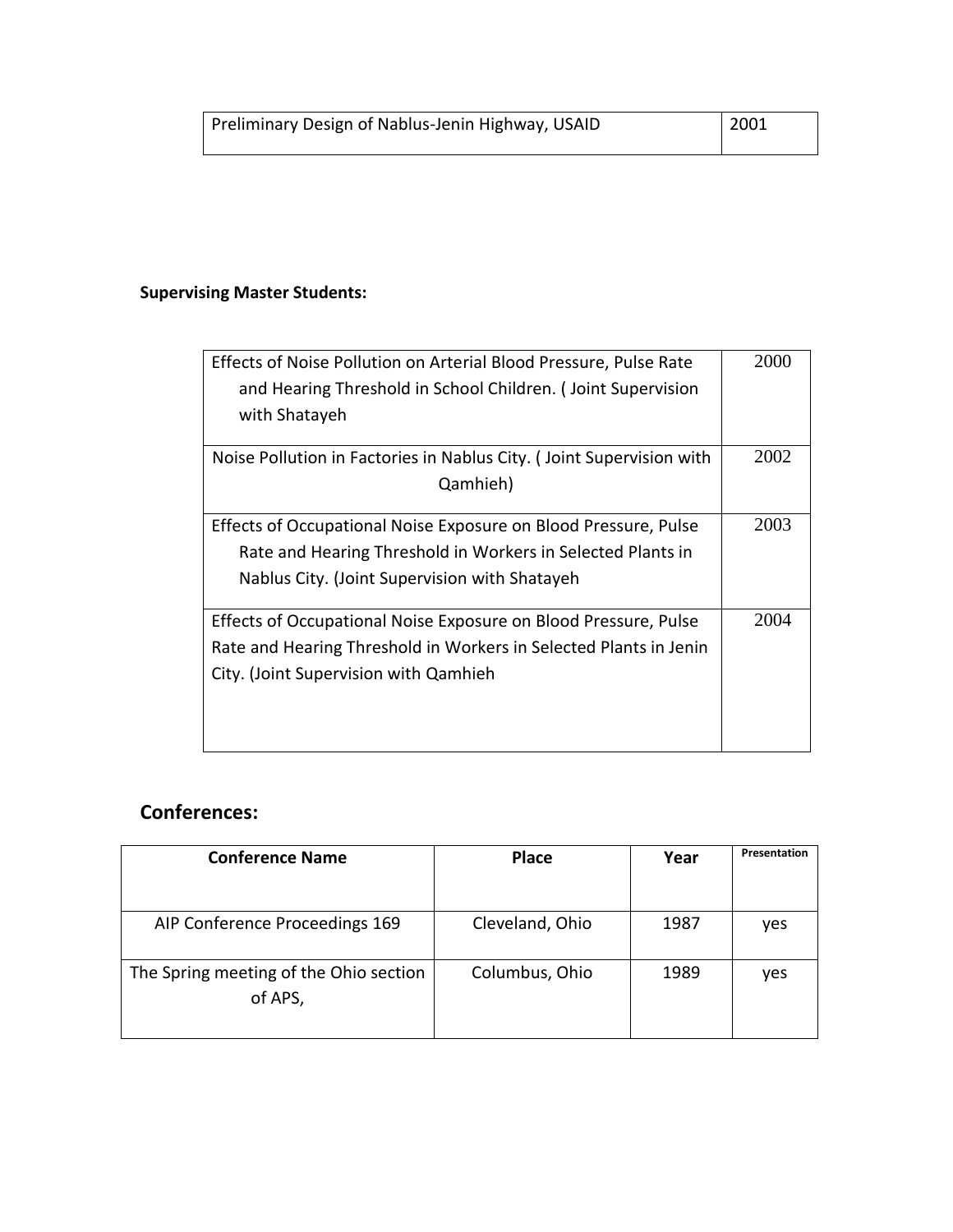| Preliminary Design of Nablus-Jenin Highway, USAID | 2001 |
|---|---|

**Supervising Master Students:**

| Effects of Noise Pollution on Arterial Blood Pressure, Pulse Rate and Hearing Threshold in School Children. ( Joint Supervision with Shatayeh | 2000 |
|---|---|
| Noise Pollution in Factories in Nablus City. ( Joint Supervision with Qamhieh) | 2002 |
| Effects of Occupational Noise Exposure on Blood Pressure, Pulse Rate and Hearing Threshold in Workers in Selected Plants in Nablus City. (Joint Supervision with Shatayeh | 2003 |
| Effects of Occupational Noise Exposure on Blood Pressure, Pulse Rate and Hearing Threshold in Workers in Selected Plants in Jenin City. (Joint Supervision with Qamhieh | 2004 |

## Conferences:

| Conference Name | Place | Year | Presentation |
|---|---|---|---|
| AIP Conference Proceedings 169 | Cleveland, Ohio | 1987 | yes |
| The Spring meeting of the Ohio section of APS, | Columbus, Ohio | 1989 | yes |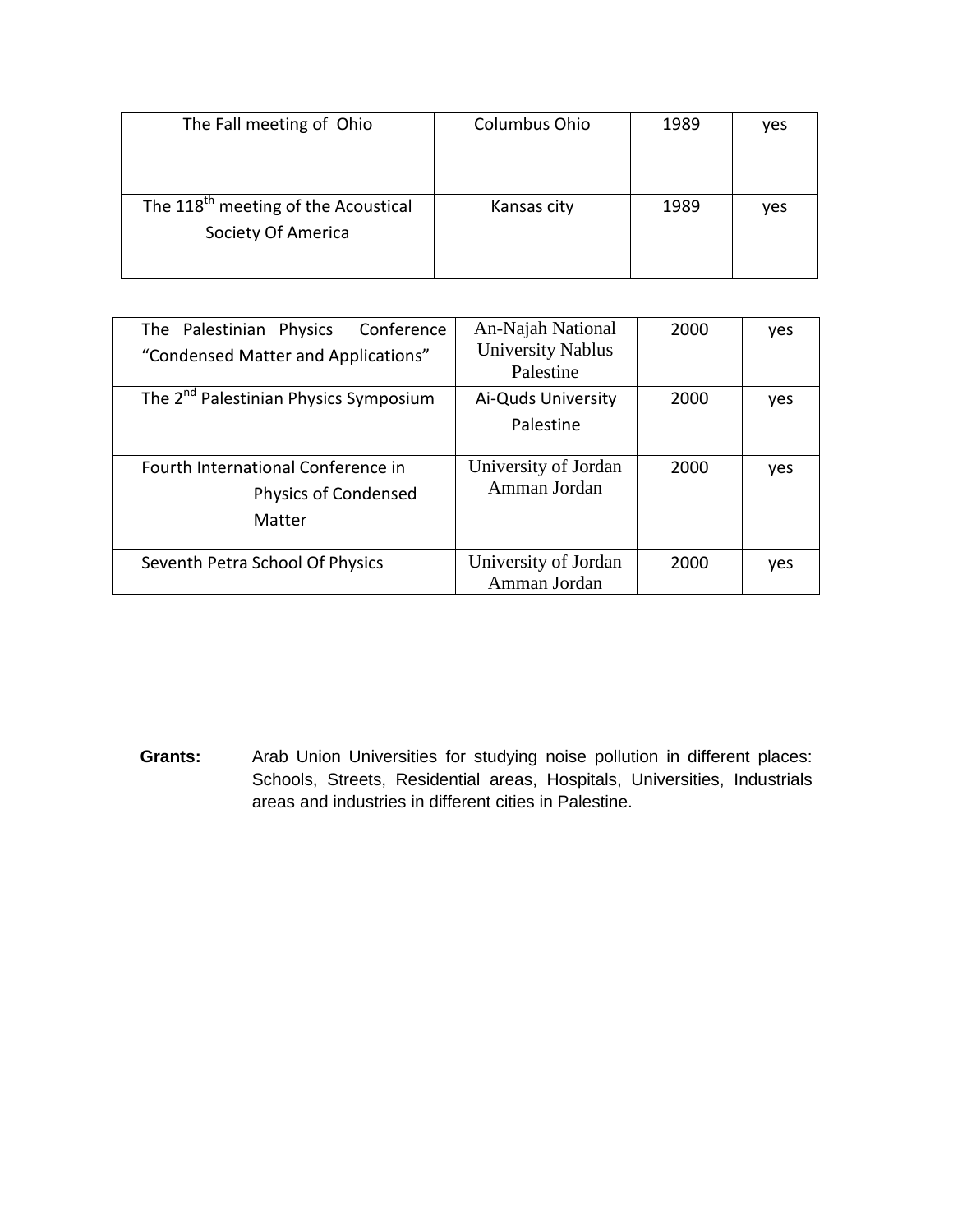| | | | |
|---|---|---|---|
| The Fall meeting of Ohio | Columbus Ohio | 1989 | yes |
| The 118th meeting of the Acoustical Society Of America | Kansas city | 1989 | yes |

| | | | |
|---|---|---|---|
| The Palestinian Physics Conference "Condensed Matter and Applications" | An-Najah National University Nablus Palestine | 2000 | yes |
| The 2nd Palestinian Physics Symposium | Ai-Quds University Palestine | 2000 | yes |
| Fourth International Conference in Physics of Condensed Matter | University of Jordan Amman Jordan | 2000 | yes |
| Seventh Petra School Of Physics | University of Jordan Amman Jordan | 2000 | yes |

**Grants:** Arab Union Universities for studying noise pollution in different places: Schools, Streets, Residential areas, Hospitals, Universities, Industrials areas and industries in different cities in Palestine.